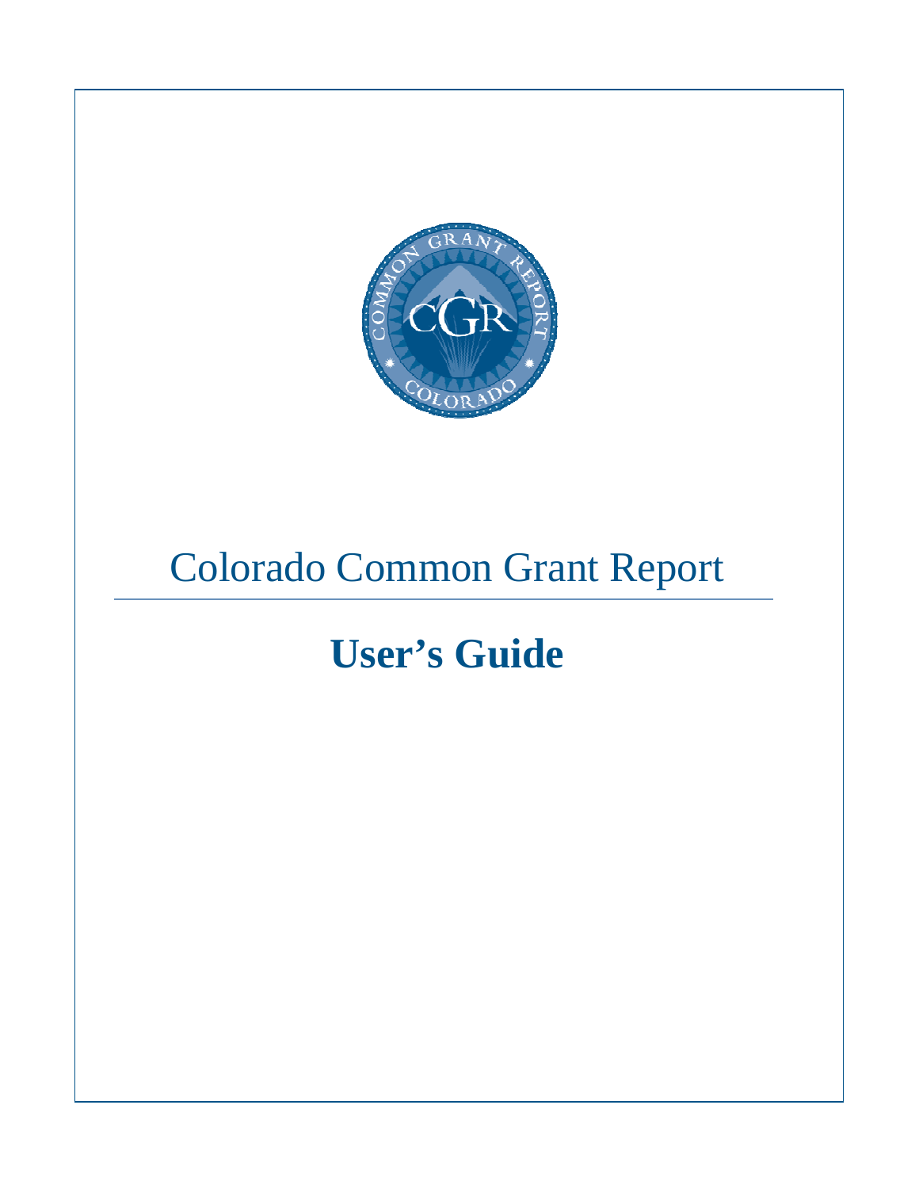# Colorado Common Grant Report

## User's Guide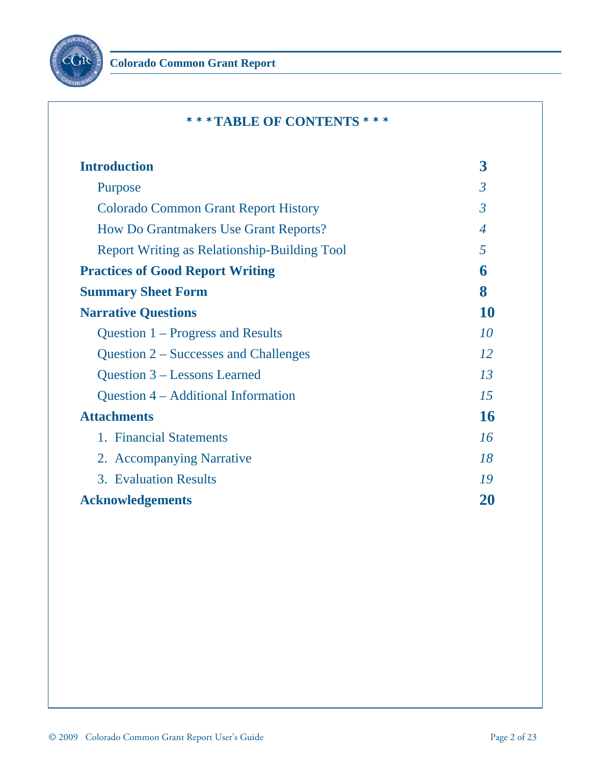# * * * TABLE OF CONTENTS * * *

| | |
|---|---|
| **Introduction** | **3** |
| Purpose | *3* |
| Colorado Common Grant Report History | *3* |
| How Do Grantmakers Use Grant Reports? | *4* |
| Report Writing as Relationship-Building Tool | *5* |
| **Practices of Good Report Writing** | **6** |
| **Summary Sheet Form** | **8** |
| **Narrative Questions** | **10** |
| Question 1 – Progress and Results | *10* |
| Question 2 – Successes and Challenges | *12* |
| Question 3 – Lessons Learned | *13* |
| Question 4 – Additional Information | *15* |
| **Attachments** | **16** |
| 1. Financial Statements | *16* |
| 2. Accompanying Narrative | *18* |
| 3. Evaluation Results | *19* |
| **Acknowledgements** | **20** |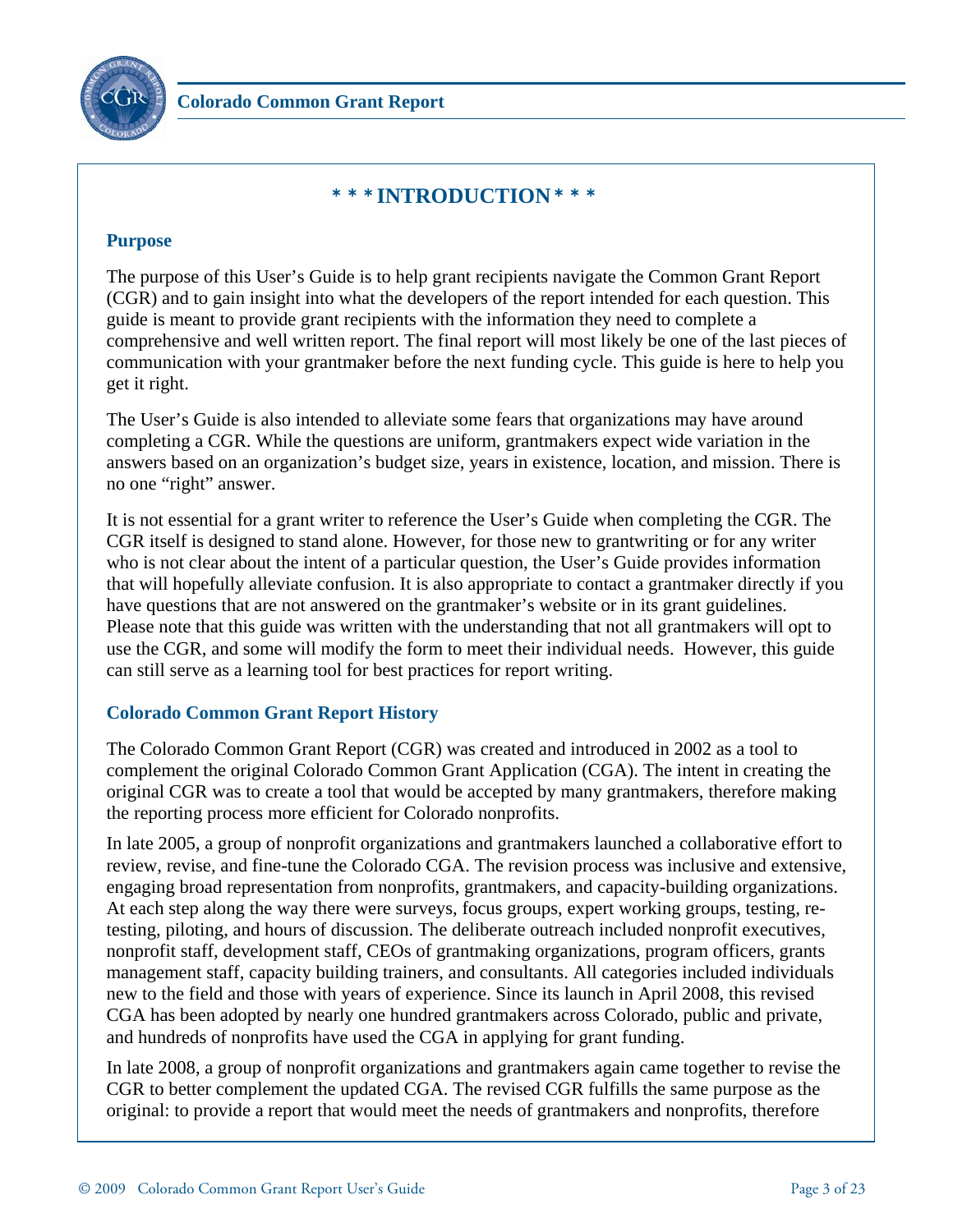# * * * INTRODUCTION * * *

## Purpose

The purpose of this User's Guide is to help grant recipients navigate the Common Grant Report (CGR) and to gain insight into what the developers of the report intended for each question. This guide is meant to provide grant recipients with the information they need to complete a comprehensive and well written report. The final report will most likely be one of the last pieces of communication with your grantmaker before the next funding cycle. This guide is here to help you get it right.

The User's Guide is also intended to alleviate some fears that organizations may have around completing a CGR. While the questions are uniform, grantmakers expect wide variation in the answers based on an organization's budget size, years in existence, location, and mission. There is no one "right" answer.

It is not essential for a grant writer to reference the User's Guide when completing the CGR. The CGR itself is designed to stand alone. However, for those new to grantwriting or for any writer who is not clear about the intent of a particular question, the User's Guide provides information that will hopefully alleviate confusion. It is also appropriate to contact a grantmaker directly if you have questions that are not answered on the grantmaker's website or in its grant guidelines. Please note that this guide was written with the understanding that not all grantmakers will opt to use the CGR, and some will modify the form to meet their individual needs. However, this guide can still serve as a learning tool for best practices for report writing.

## Colorado Common Grant Report History

The Colorado Common Grant Report (CGR) was created and introduced in 2002 as a tool to complement the original Colorado Common Grant Application (CGA). The intent in creating the original CGR was to create a tool that would be accepted by many grantmakers, therefore making the reporting process more efficient for Colorado nonprofits.

In late 2005, a group of nonprofit organizations and grantmakers launched a collaborative effort to review, revise, and fine-tune the Colorado CGA. The revision process was inclusive and extensive, engaging broad representation from nonprofits, grantmakers, and capacity-building organizations. At each step along the way there were surveys, focus groups, expert working groups, testing, re-testing, piloting, and hours of discussion. The deliberate outreach included nonprofit executives, nonprofit staff, development staff, CEOs of grantmaking organizations, program officers, grants management staff, capacity building trainers, and consultants. All categories included individuals new to the field and those with years of experience. Since its launch in April 2008, this revised CGA has been adopted by nearly one hundred grantmakers across Colorado, public and private, and hundreds of nonprofits have used the CGA in applying for grant funding.

In late 2008, a group of nonprofit organizations and grantmakers again came together to revise the CGR to better complement the updated CGA. The revised CGR fulfills the same purpose as the original: to provide a report that would meet the needs of grantmakers and nonprofits, therefore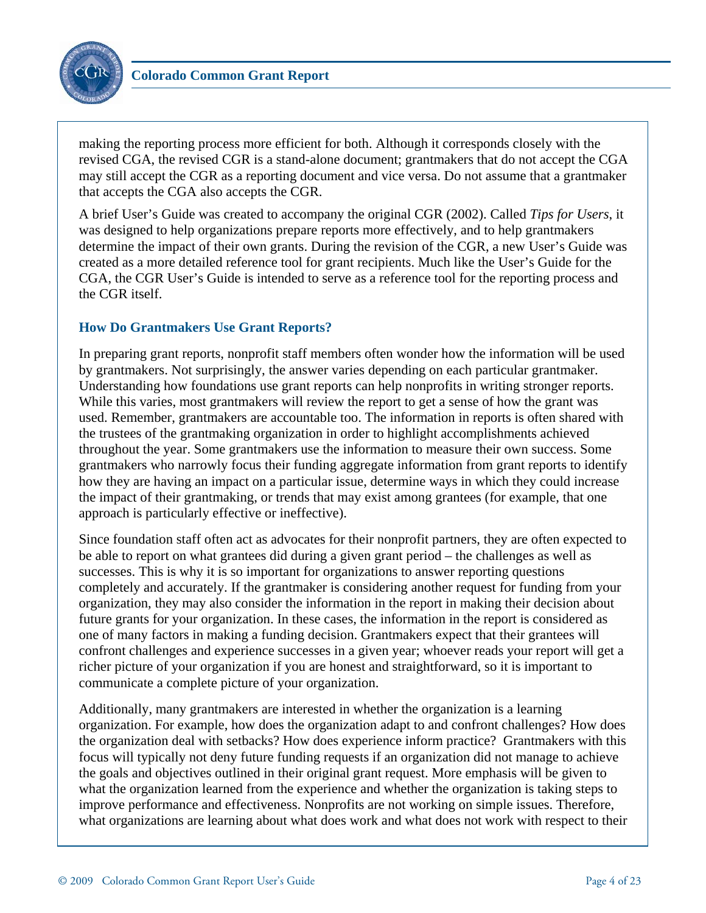making the reporting process more efficient for both. Although it corresponds closely with the revised CGA, the revised CGR is a stand-alone document; grantmakers that do not accept the CGA may still accept the CGR as a reporting document and vice versa. Do not assume that a grantmaker that accepts the CGA also accepts the CGR.

A brief User's Guide was created to accompany the original CGR (2002). Called *Tips for Users*, it was designed to help organizations prepare reports more effectively, and to help grantmakers determine the impact of their own grants. During the revision of the CGR, a new User's Guide was created as a more detailed reference tool for grant recipients. Much like the User's Guide for the CGA, the CGR User's Guide is intended to serve as a reference tool for the reporting process and the CGR itself.

### How Do Grantmakers Use Grant Reports?

In preparing grant reports, nonprofit staff members often wonder how the information will be used by grantmakers. Not surprisingly, the answer varies depending on each particular grantmaker. Understanding how foundations use grant reports can help nonprofits in writing stronger reports. While this varies, most grantmakers will review the report to get a sense of how the grant was used. Remember, grantmakers are accountable too. The information in reports is often shared with the trustees of the grantmaking organization in order to highlight accomplishments achieved throughout the year. Some grantmakers use the information to measure their own success. Some grantmakers who narrowly focus their funding aggregate information from grant reports to identify how they are having an impact on a particular issue, determine ways in which they could increase the impact of their grantmaking, or trends that may exist among grantees (for example, that one approach is particularly effective or ineffective).

Since foundation staff often act as advocates for their nonprofit partners, they are often expected to be able to report on what grantees did during a given grant period – the challenges as well as successes. This is why it is so important for organizations to answer reporting questions completely and accurately. If the grantmaker is considering another request for funding from your organization, they may also consider the information in the report in making their decision about future grants for your organization. In these cases, the information in the report is considered as one of many factors in making a funding decision. Grantmakers expect that their grantees will confront challenges and experience successes in a given year; whoever reads your report will get a richer picture of your organization if you are honest and straightforward, so it is important to communicate a complete picture of your organization.

Additionally, many grantmakers are interested in whether the organization is a learning organization. For example, how does the organization adapt to and confront challenges? How does the organization deal with setbacks? How does experience inform practice? Grantmakers with this focus will typically not deny future funding requests if an organization did not manage to achieve the goals and objectives outlined in their original grant request. More emphasis will be given to what the organization learned from the experience and whether the organization is taking steps to improve performance and effectiveness. Nonprofits are not working on simple issues. Therefore, what organizations are learning about what does work and what does not work with respect to their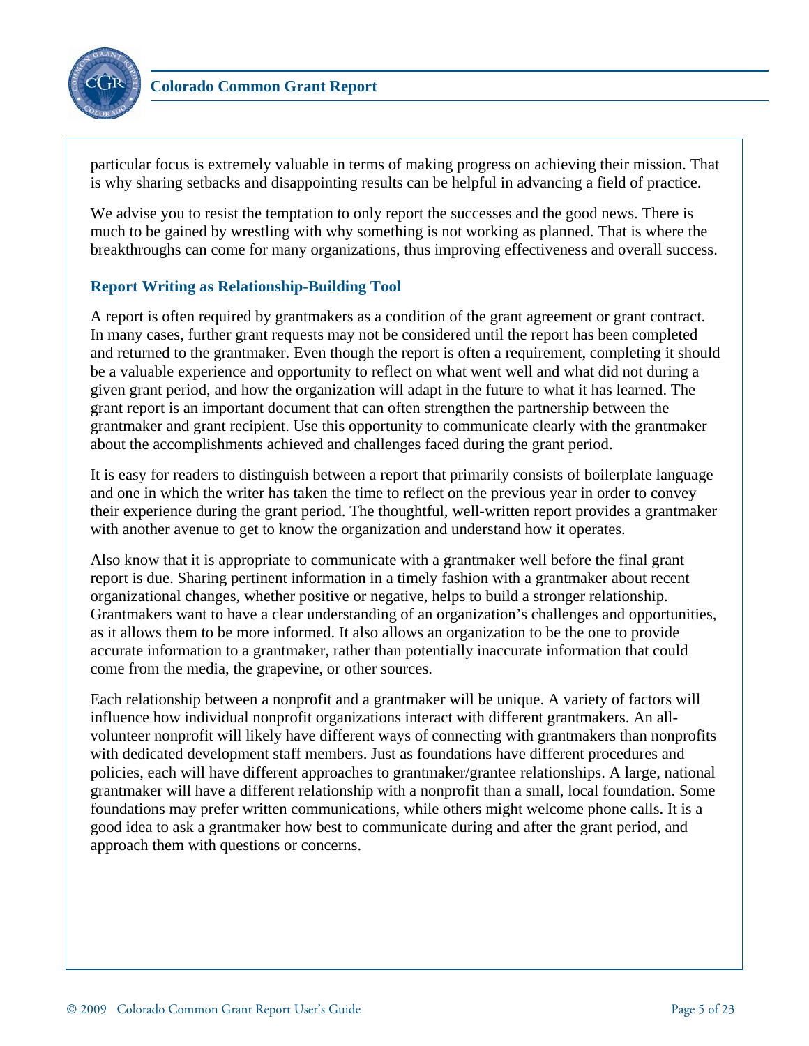particular focus is extremely valuable in terms of making progress on achieving their mission. That is why sharing setbacks and disappointing results can be helpful in advancing a field of practice.

We advise you to resist the temptation to only report the successes and the good news. There is much to be gained by wrestling with why something is not working as planned. That is where the breakthroughs can come for many organizations, thus improving effectiveness and overall success.

### Report Writing as Relationship-Building Tool

A report is often required by grantmakers as a condition of the grant agreement or grant contract. In many cases, further grant requests may not be considered until the report has been completed and returned to the grantmaker. Even though the report is often a requirement, completing it should be a valuable experience and opportunity to reflect on what went well and what did not during a given grant period, and how the organization will adapt in the future to what it has learned. The grant report is an important document that can often strengthen the partnership between the grantmaker and grant recipient. Use this opportunity to communicate clearly with the grantmaker about the accomplishments achieved and challenges faced during the grant period.

It is easy for readers to distinguish between a report that primarily consists of boilerplate language and one in which the writer has taken the time to reflect on the previous year in order to convey their experience during the grant period. The thoughtful, well-written report provides a grantmaker with another avenue to get to know the organization and understand how it operates.

Also know that it is appropriate to communicate with a grantmaker well before the final grant report is due. Sharing pertinent information in a timely fashion with a grantmaker about recent organizational changes, whether positive or negative, helps to build a stronger relationship. Grantmakers want to have a clear understanding of an organization's challenges and opportunities, as it allows them to be more informed. It also allows an organization to be the one to provide accurate information to a grantmaker, rather than potentially inaccurate information that could come from the media, the grapevine, or other sources.

Each relationship between a nonprofit and a grantmaker will be unique. A variety of factors will influence how individual nonprofit organizations interact with different grantmakers. An all-volunteer nonprofit will likely have different ways of connecting with grantmakers than nonprofits with dedicated development staff members. Just as foundations have different procedures and policies, each will have different approaches to grantmaker/grantee relationships. A large, national grantmaker will have a different relationship with a nonprofit than a small, local foundation. Some foundations may prefer written communications, while others might welcome phone calls. It is a good idea to ask a grantmaker how best to communicate during and after the grant period, and approach them with questions or concerns.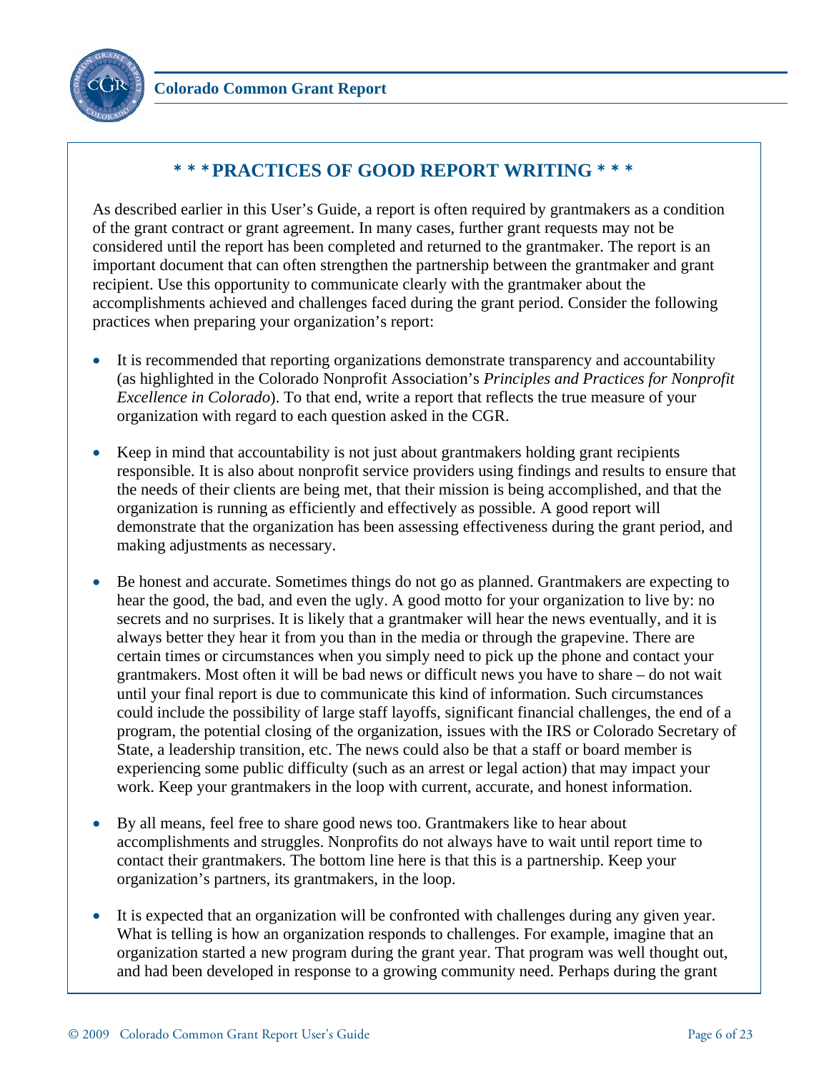## * * * PRACTICES OF GOOD REPORT WRITING * * *

As described earlier in this User's Guide, a report is often required by grantmakers as a condition of the grant contract or grant agreement. In many cases, further grant requests may not be considered until the report has been completed and returned to the grantmaker. The report is an important document that can often strengthen the partnership between the grantmaker and grant recipient. Use this opportunity to communicate clearly with the grantmaker about the accomplishments achieved and challenges faced during the grant period. Consider the following practices when preparing your organization's report:

- It is recommended that reporting organizations demonstrate transparency and accountability (as highlighted in the Colorado Nonprofit Association's *Principles and Practices for Nonprofit Excellence in Colorado*). To that end, write a report that reflects the true measure of your organization with regard to each question asked in the CGR.

- Keep in mind that accountability is not just about grantmakers holding grant recipients responsible. It is also about nonprofit service providers using findings and results to ensure that the needs of their clients are being met, that their mission is being accomplished, and that the organization is running as efficiently and effectively as possible. A good report will demonstrate that the organization has been assessing effectiveness during the grant period, and making adjustments as necessary.

- Be honest and accurate. Sometimes things do not go as planned. Grantmakers are expecting to hear the good, the bad, and even the ugly. A good motto for your organization to live by: no secrets and no surprises. It is likely that a grantmaker will hear the news eventually, and it is always better they hear it from you than in the media or through the grapevine. There are certain times or circumstances when you simply need to pick up the phone and contact your grantmakers. Most often it will be bad news or difficult news you have to share – do not wait until your final report is due to communicate this kind of information. Such circumstances could include the possibility of large staff layoffs, significant financial challenges, the end of a program, the potential closing of the organization, issues with the IRS or Colorado Secretary of State, a leadership transition, etc. The news could also be that a staff or board member is experiencing some public difficulty (such as an arrest or legal action) that may impact your work. Keep your grantmakers in the loop with current, accurate, and honest information.

- By all means, feel free to share good news too. Grantmakers like to hear about accomplishments and struggles. Nonprofits do not always have to wait until report time to contact their grantmakers. The bottom line here is that this is a partnership. Keep your organization's partners, its grantmakers, in the loop.

- It is expected that an organization will be confronted with challenges during any given year. What is telling is how an organization responds to challenges. For example, imagine that an organization started a new program during the grant year. That program was well thought out, and had been developed in response to a growing community need. Perhaps during the grant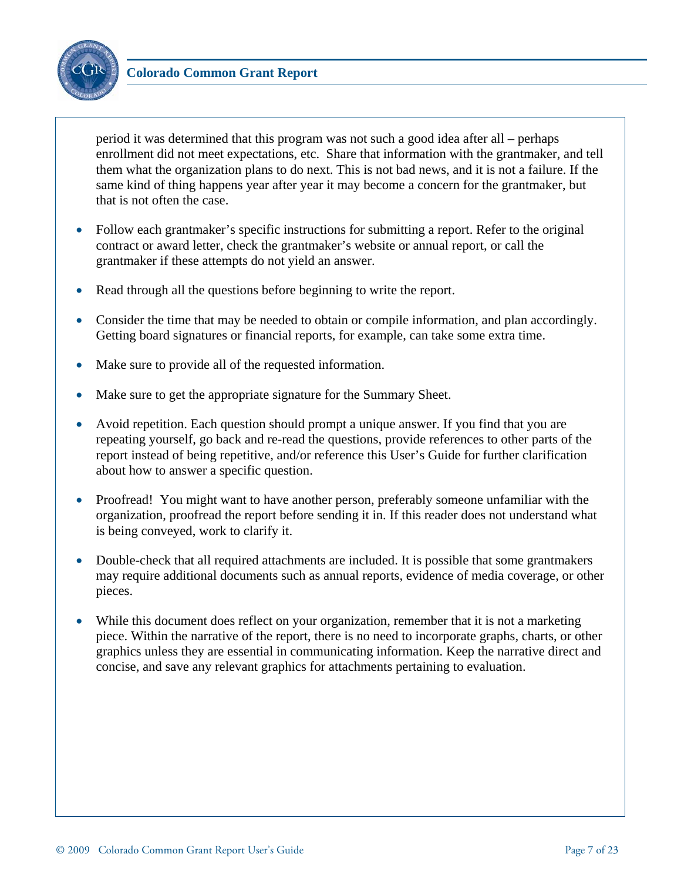period it was determined that this program was not such a good idea after all – perhaps enrollment did not meet expectations, etc. Share that information with the grantmaker, and tell them what the organization plans to do next. This is not bad news, and it is not a failure. If the same kind of thing happens year after year it may become a concern for the grantmaker, but that is not often the case.

- Follow each grantmaker's specific instructions for submitting a report. Refer to the original contract or award letter, check the grantmaker's website or annual report, or call the grantmaker if these attempts do not yield an answer.

- Read through all the questions before beginning to write the report.

- Consider the time that may be needed to obtain or compile information, and plan accordingly. Getting board signatures or financial reports, for example, can take some extra time.

- Make sure to provide all of the requested information.

- Make sure to get the appropriate signature for the Summary Sheet.

- Avoid repetition. Each question should prompt a unique answer. If you find that you are repeating yourself, go back and re-read the questions, provide references to other parts of the report instead of being repetitive, and/or reference this User's Guide for further clarification about how to answer a specific question.

- Proofread! You might want to have another person, preferably someone unfamiliar with the organization, proofread the report before sending it in. If this reader does not understand what is being conveyed, work to clarify it.

- Double-check that all required attachments are included. It is possible that some grantmakers may require additional documents such as annual reports, evidence of media coverage, or other pieces.

- While this document does reflect on your organization, remember that it is not a marketing piece. Within the narrative of the report, there is no need to incorporate graphs, charts, or other graphics unless they are essential in communicating information. Keep the narrative direct and concise, and save any relevant graphics for attachments pertaining to evaluation.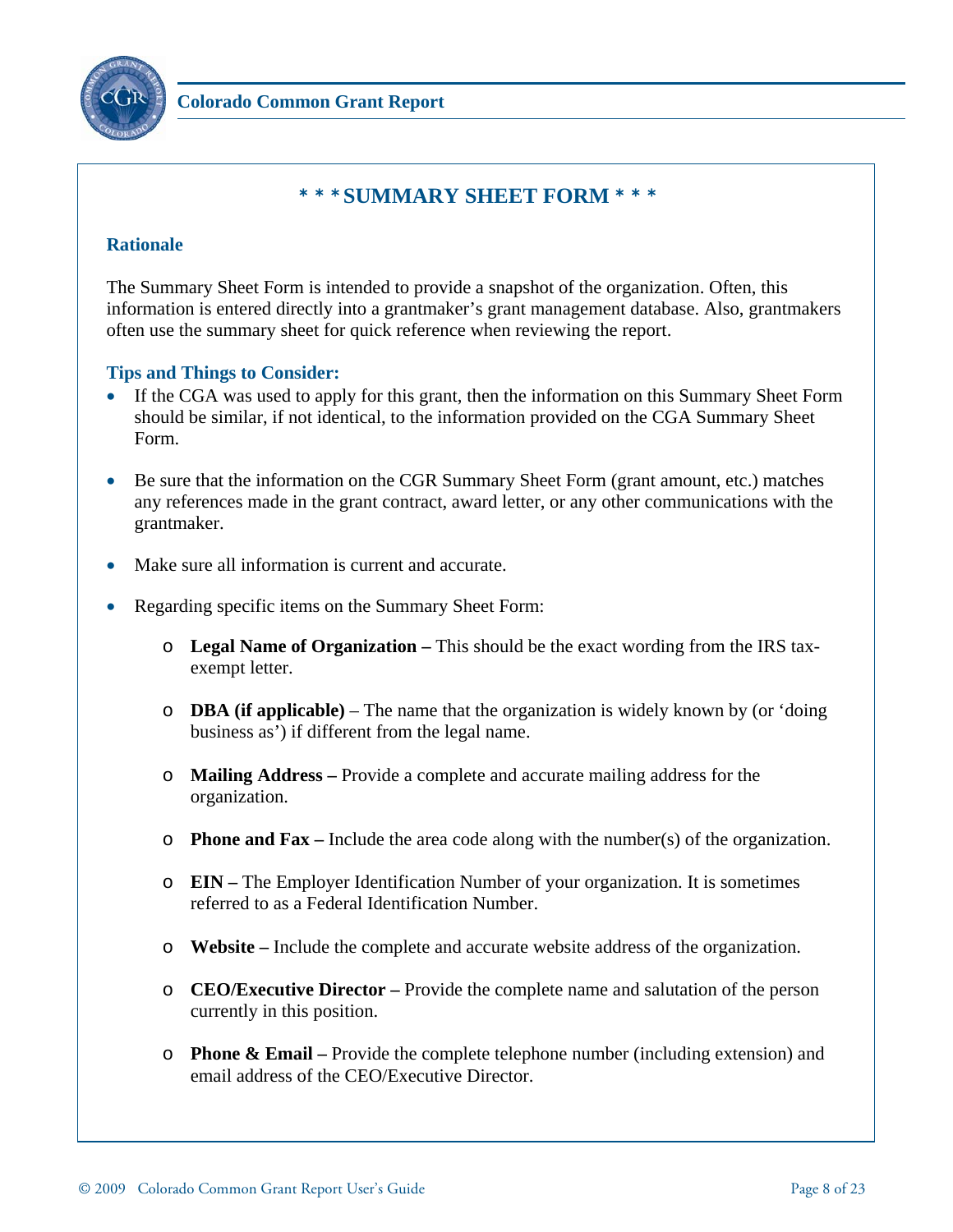## * * * SUMMARY SHEET FORM * * *

### Rationale

The Summary Sheet Form is intended to provide a snapshot of the organization. Often, this information is entered directly into a grantmaker's grant management database. Also, grantmakers often use the summary sheet for quick reference when reviewing the report.

### Tips and Things to Consider:

- If the CGA was used to apply for this grant, then the information on this Summary Sheet Form should be similar, if not identical, to the information provided on the CGA Summary Sheet Form.
- Be sure that the information on the CGR Summary Sheet Form (grant amount, etc.) matches any references made in the grant contract, award letter, or any other communications with the grantmaker.
- Make sure all information is current and accurate.
- Regarding specific items on the Summary Sheet Form:
  - **Legal Name of Organization –** This should be the exact wording from the IRS tax-exempt letter.
  - **DBA (if applicable)** – The name that the organization is widely known by (or 'doing business as') if different from the legal name.
  - **Mailing Address –** Provide a complete and accurate mailing address for the organization.
  - **Phone and Fax –** Include the area code along with the number(s) of the organization.
  - **EIN –** The Employer Identification Number of your organization. It is sometimes referred to as a Federal Identification Number.
  - **Website –** Include the complete and accurate website address of the organization.
  - **CEO/Executive Director –** Provide the complete name and salutation of the person currently in this position.
  - **Phone & Email –** Provide the complete telephone number (including extension) and email address of the CEO/Executive Director.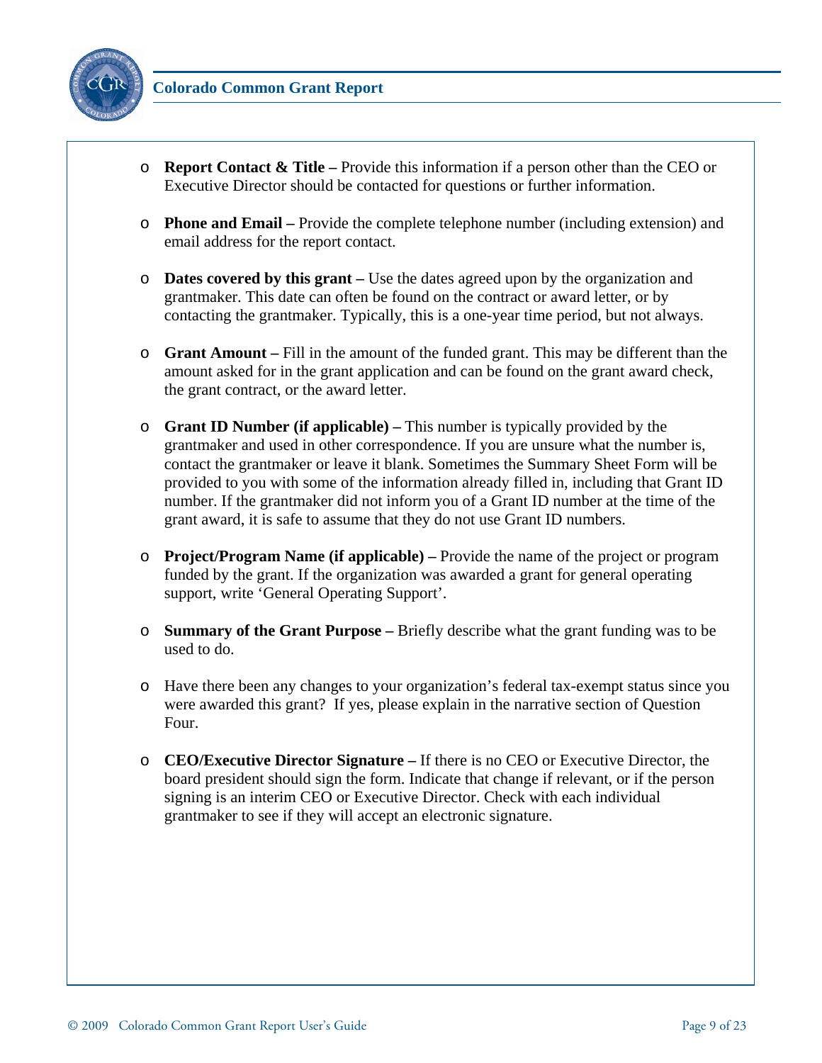- **Report Contact & Title –** Provide this information if a person other than the CEO or Executive Director should be contacted for questions or further information.

- **Phone and Email –** Provide the complete telephone number (including extension) and email address for the report contact.

- **Dates covered by this grant –** Use the dates agreed upon by the organization and grantmaker. This date can often be found on the contract or award letter, or by contacting the grantmaker. Typically, this is a one-year time period, but not always.

- **Grant Amount –** Fill in the amount of the funded grant. This may be different than the amount asked for in the grant application and can be found on the grant award check, the grant contract, or the award letter.

- **Grant ID Number (if applicable) –** This number is typically provided by the grantmaker and used in other correspondence. If you are unsure what the number is, contact the grantmaker or leave it blank. Sometimes the Summary Sheet Form will be provided to you with some of the information already filled in, including that Grant ID number. If the grantmaker did not inform you of a Grant ID number at the time of the grant award, it is safe to assume that they do not use Grant ID numbers.

- **Project/Program Name (if applicable) –** Provide the name of the project or program funded by the grant. If the organization was awarded a grant for general operating support, write 'General Operating Support'.

- **Summary of the Grant Purpose –** Briefly describe what the grant funding was to be used to do.

- Have there been any changes to your organization's federal tax-exempt status since you were awarded this grant? If yes, please explain in the narrative section of Question Four.

- **CEO/Executive Director Signature –** If there is no CEO or Executive Director, the board president should sign the form. Indicate that change if relevant, or if the person signing is an interim CEO or Executive Director. Check with each individual grantmaker to see if they will accept an electronic signature.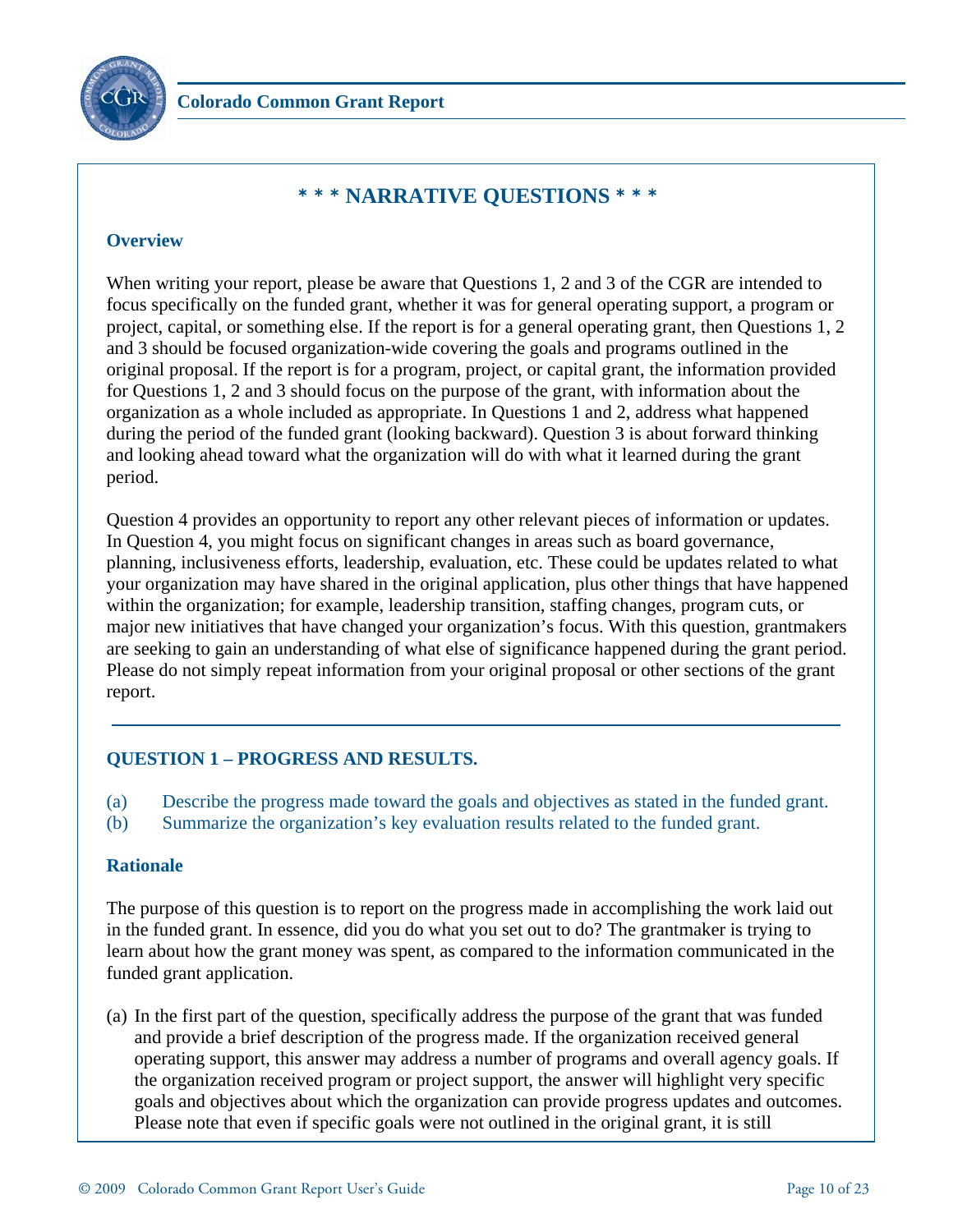## * * * NARRATIVE QUESTIONS * * *

### Overview

When writing your report, please be aware that Questions 1, 2 and 3 of the CGR are intended to focus specifically on the funded grant, whether it was for general operating support, a program or project, capital, or something else. If the report is for a general operating grant, then Questions 1, 2 and 3 should be focused organization-wide covering the goals and programs outlined in the original proposal. If the report is for a program, project, or capital grant, the information provided for Questions 1, 2 and 3 should focus on the purpose of the grant, with information about the organization as a whole included as appropriate. In Questions 1 and 2, address what happened during the period of the funded grant (looking backward). Question 3 is about forward thinking and looking ahead toward what the organization will do with what it learned during the grant period.

Question 4 provides an opportunity to report any other relevant pieces of information or updates. In Question 4, you might focus on significant changes in areas such as board governance, planning, inclusiveness efforts, leadership, evaluation, etc. These could be updates related to what your organization may have shared in the original application, plus other things that have happened within the organization; for example, leadership transition, staffing changes, program cuts, or major new initiatives that have changed your organization's focus. With this question, grantmakers are seeking to gain an understanding of what else of significance happened during the grant period. Please do not simply repeat information from your original proposal or other sections of the grant report.

---

### QUESTION 1 – PROGRESS AND RESULTS.

(a) Describe the progress made toward the goals and objectives as stated in the funded grant.
(b) Summarize the organization's key evaluation results related to the funded grant.

### Rationale

The purpose of this question is to report on the progress made in accomplishing the work laid out in the funded grant. In essence, did you do what you set out to do? The grantmaker is trying to learn about how the grant money was spent, as compared to the information communicated in the funded grant application.

(a) In the first part of the question, specifically address the purpose of the grant that was funded and provide a brief description of the progress made. If the organization received general operating support, this answer may address a number of programs and overall agency goals. If the organization received program or project support, the answer will highlight very specific goals and objectives about which the organization can provide progress updates and outcomes. Please note that even if specific goals were not outlined in the original grant, it is still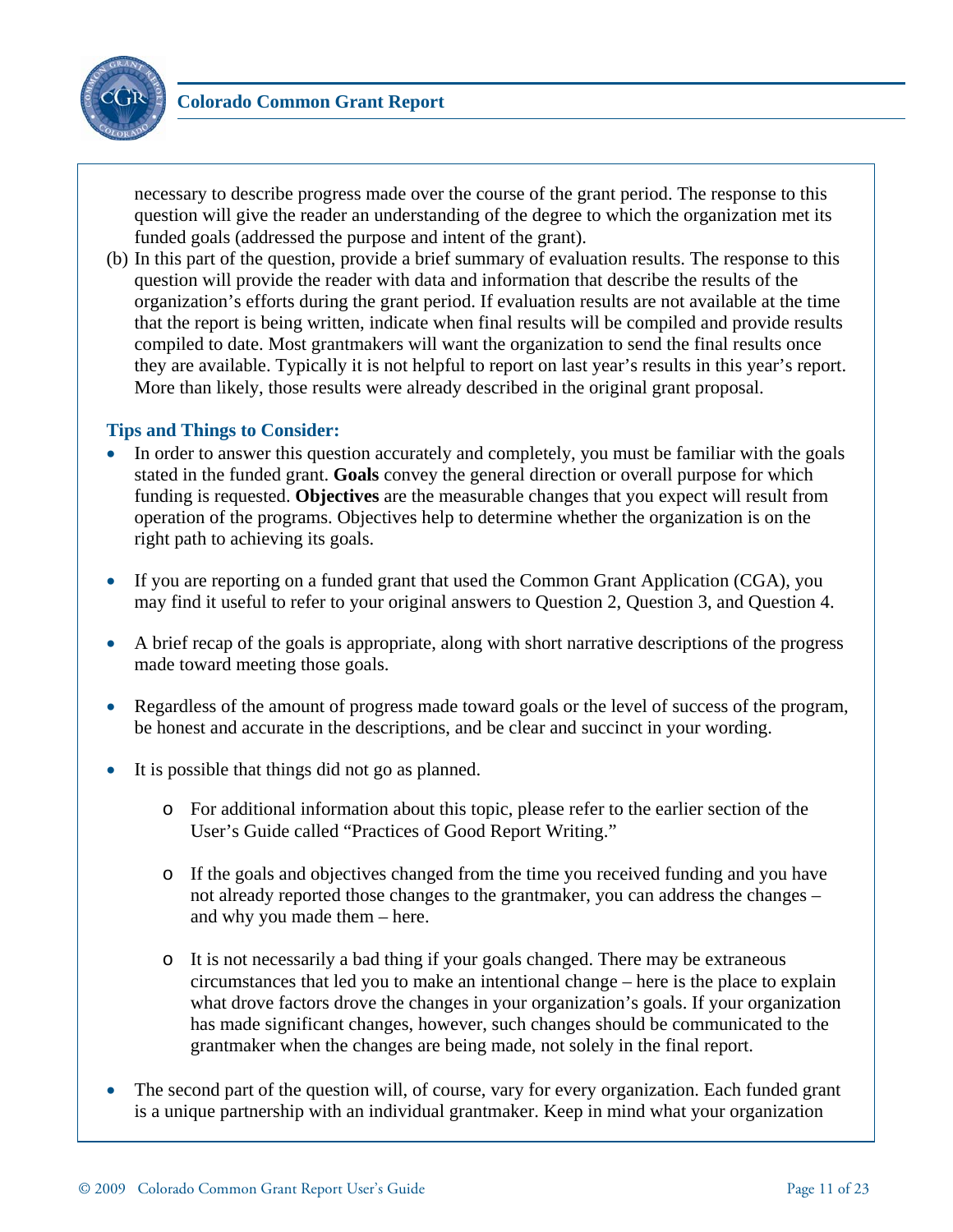necessary to describe progress made over the course of the grant period. The response to this question will give the reader an understanding of the degree to which the organization met its funded goals (addressed the purpose and intent of the grant).

(b) In this part of the question, provide a brief summary of evaluation results. The response to this question will provide the reader with data and information that describe the results of the organization's efforts during the grant period. If evaluation results are not available at the time that the report is being written, indicate when final results will be compiled and provide results compiled to date. Most grantmakers will want the organization to send the final results once they are available. Typically it is not helpful to report on last year's results in this year's report. More than likely, those results were already described in the original grant proposal.

### Tips and Things to Consider:

- In order to answer this question accurately and completely, you must be familiar with the goals stated in the funded grant. **Goals** convey the general direction or overall purpose for which funding is requested. **Objectives** are the measurable changes that you expect will result from operation of the programs. Objectives help to determine whether the organization is on the right path to achieving its goals.

- If you are reporting on a funded grant that used the Common Grant Application (CGA), you may find it useful to refer to your original answers to Question 2, Question 3, and Question 4.

- A brief recap of the goals is appropriate, along with short narrative descriptions of the progress made toward meeting those goals.

- Regardless of the amount of progress made toward goals or the level of success of the program, be honest and accurate in the descriptions, and be clear and succinct in your wording.

- It is possible that things did not go as planned.

  - For additional information about this topic, please refer to the earlier section of the User's Guide called "Practices of Good Report Writing."

  - If the goals and objectives changed from the time you received funding and you have not already reported those changes to the grantmaker, you can address the changes – and why you made them – here.

  - It is not necessarily a bad thing if your goals changed. There may be extraneous circumstances that led you to make an intentional change – here is the place to explain what drove factors drove the changes in your organization's goals. If your organization has made significant changes, however, such changes should be communicated to the grantmaker when the changes are being made, not solely in the final report.

- The second part of the question will, of course, vary for every organization. Each funded grant is a unique partnership with an individual grantmaker. Keep in mind what your organization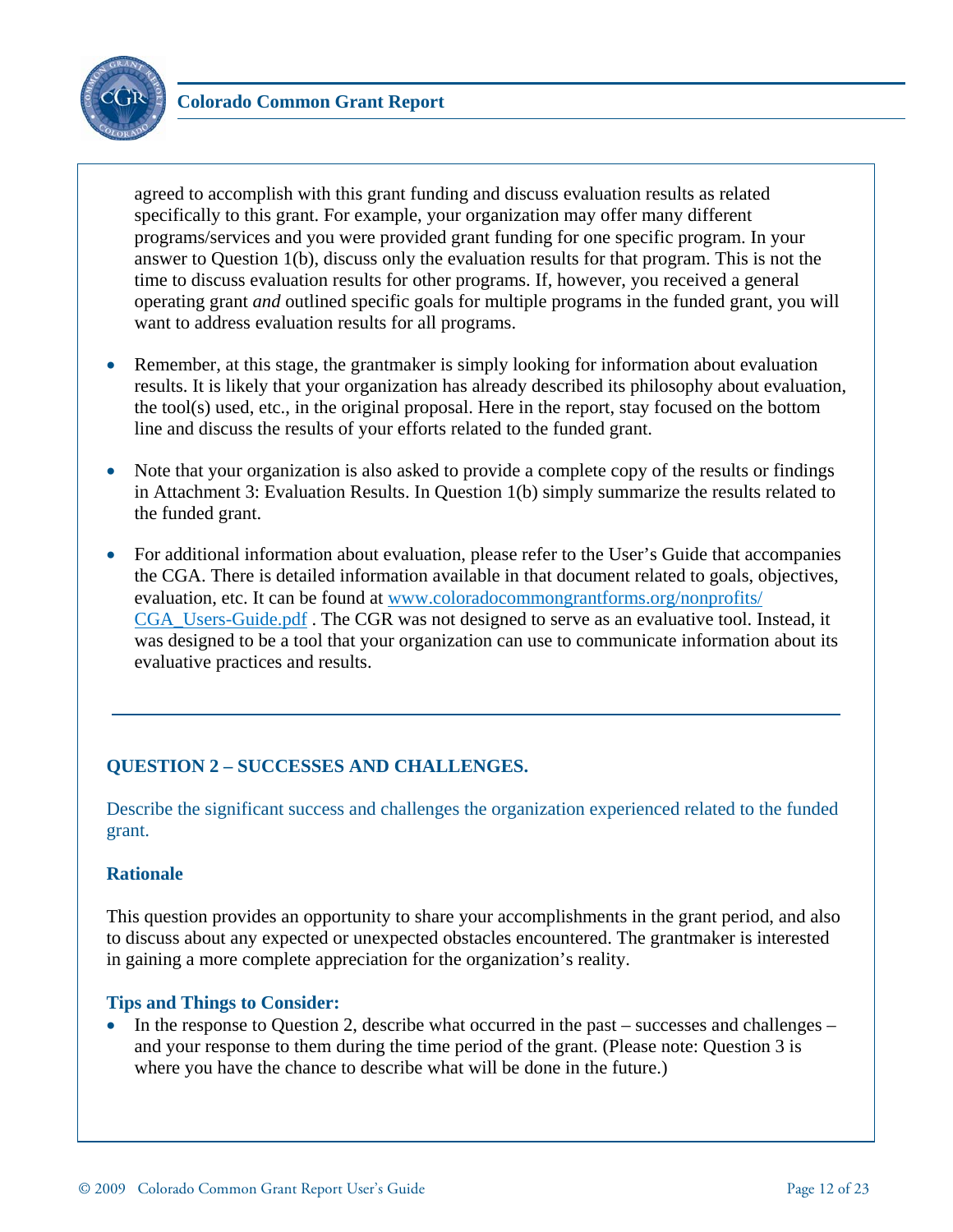agreed to accomplish with this grant funding and discuss evaluation results as related specifically to this grant. For example, your organization may offer many different programs/services and you were provided grant funding for one specific program. In your answer to Question 1(b), discuss only the evaluation results for that program. This is not the time to discuss evaluation results for other programs. If, however, you received a general operating grant *and* outlined specific goals for multiple programs in the funded grant, you will want to address evaluation results for all programs.

- Remember, at this stage, the grantmaker is simply looking for information about evaluation results. It is likely that your organization has already described its philosophy about evaluation, the tool(s) used, etc., in the original proposal. Here in the report, stay focused on the bottom line and discuss the results of your efforts related to the funded grant.

- Note that your organization is also asked to provide a complete copy of the results or findings in Attachment 3: Evaluation Results. In Question 1(b) simply summarize the results related to the funded grant.

- For additional information about evaluation, please refer to the User's Guide that accompanies the CGA. There is detailed information available in that document related to goals, objectives, evaluation, etc. It can be found at [www.coloradocommongrantforms.org/nonprofits/CGA_Users-Guide.pdf](www.coloradocommongrantforms.org/nonprofits/CGA_Users-Guide.pdf) . The CGR was not designed to serve as an evaluative tool. Instead, it was designed to be a tool that your organization can use to communicate information about its evaluative practices and results.

---

## QUESTION 2 – SUCCESSES AND CHALLENGES.

Describe the significant success and challenges the organization experienced related to the funded grant.

### Rationale

This question provides an opportunity to share your accomplishments in the grant period, and also to discuss about any expected or unexpected obstacles encountered. The grantmaker is interested in gaining a more complete appreciation for the organization's reality.

### Tips and Things to Consider:

- In the response to Question 2, describe what occurred in the past – successes and challenges – and your response to them during the time period of the grant. (Please note: Question 3 is where you have the chance to describe what will be done in the future.)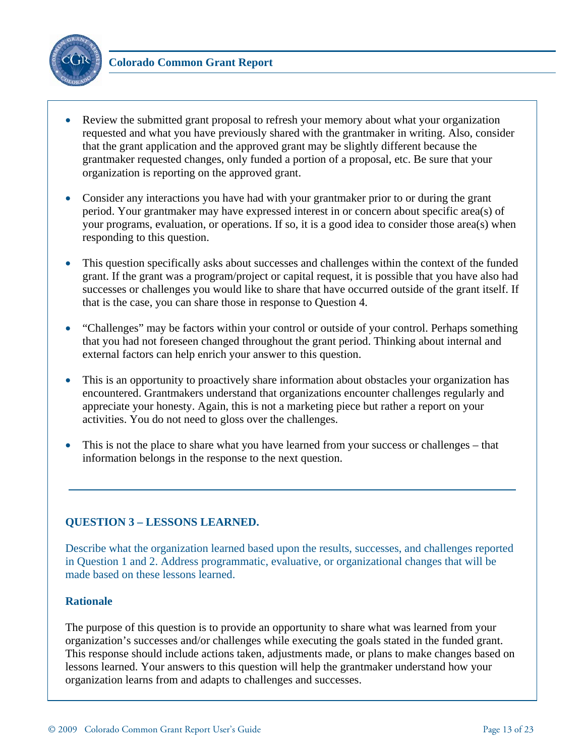- Review the submitted grant proposal to refresh your memory about what your organization requested and what you have previously shared with the grantmaker in writing. Also, consider that the grant application and the approved grant may be slightly different because the grantmaker requested changes, only funded a portion of a proposal, etc. Be sure that your organization is reporting on the approved grant.

- Consider any interactions you have had with your grantmaker prior to or during the grant period. Your grantmaker may have expressed interest in or concern about specific area(s) of your programs, evaluation, or operations. If so, it is a good idea to consider those area(s) when responding to this question.

- This question specifically asks about successes and challenges within the context of the funded grant. If the grant was a program/project or capital request, it is possible that you have also had successes or challenges you would like to share that have occurred outside of the grant itself. If that is the case, you can share those in response to Question 4.

- "Challenges" may be factors within your control or outside of your control. Perhaps something that you had not foreseen changed throughout the grant period. Thinking about internal and external factors can help enrich your answer to this question.

- This is an opportunity to proactively share information about obstacles your organization has encountered. Grantmakers understand that organizations encounter challenges regularly and appreciate your honesty. Again, this is not a marketing piece but rather a report on your activities. You do not need to gloss over the challenges.

- This is not the place to share what you have learned from your success or challenges – that information belongs in the response to the next question.

---

## QUESTION 3 – LESSONS LEARNED.

Describe what the organization learned based upon the results, successes, and challenges reported in Question 1 and 2. Address programmatic, evaluative, or organizational changes that will be made based on these lessons learned.

### Rationale

The purpose of this question is to provide an opportunity to share what was learned from your organization's successes and/or challenges while executing the goals stated in the funded grant. This response should include actions taken, adjustments made, or plans to make changes based on lessons learned. Your answers to this question will help the grantmaker understand how your organization learns from and adapts to challenges and successes.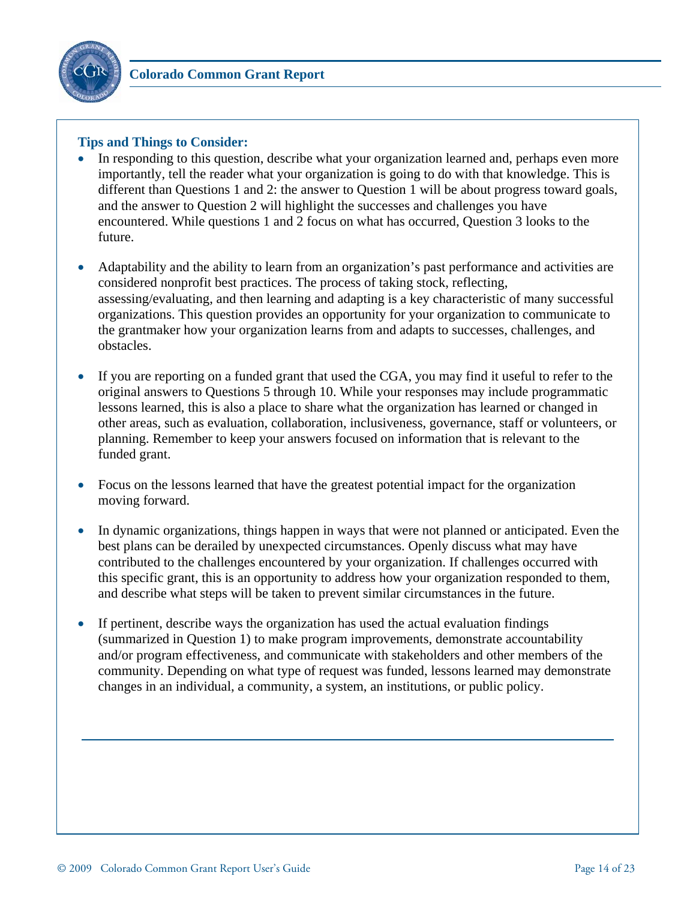**Tips and Things to Consider:**

- In responding to this question, describe what your organization learned and, perhaps even more importantly, tell the reader what your organization is going to do with that knowledge. This is different than Questions 1 and 2: the answer to Question 1 will be about progress toward goals, and the answer to Question 2 will highlight the successes and challenges you have encountered. While questions 1 and 2 focus on what has occurred, Question 3 looks to the future.
- Adaptability and the ability to learn from an organization's past performance and activities are considered nonprofit best practices. The process of taking stock, reflecting, assessing/evaluating, and then learning and adapting is a key characteristic of many successful organizations. This question provides an opportunity for your organization to communicate to the grantmaker how your organization learns from and adapts to successes, challenges, and obstacles.
- If you are reporting on a funded grant that used the CGA, you may find it useful to refer to the original answers to Questions 5 through 10. While your responses may include programmatic lessons learned, this is also a place to share what the organization has learned or changed in other areas, such as evaluation, collaboration, inclusiveness, governance, staff or volunteers, or planning. Remember to keep your answers focused on information that is relevant to the funded grant.
- Focus on the lessons learned that have the greatest potential impact for the organization moving forward.
- In dynamic organizations, things happen in ways that were not planned or anticipated. Even the best plans can be derailed by unexpected circumstances. Openly discuss what may have contributed to the challenges encountered by your organization. If challenges occurred with this specific grant, this is an opportunity to address how your organization responded to them, and describe what steps will be taken to prevent similar circumstances in the future.
- If pertinent, describe ways the organization has used the actual evaluation findings (summarized in Question 1) to make program improvements, demonstrate accountability and/or program effectiveness, and communicate with stakeholders and other members of the community. Depending on what type of request was funded, lessons learned may demonstrate changes in an individual, a community, a system, an institutions, or public policy.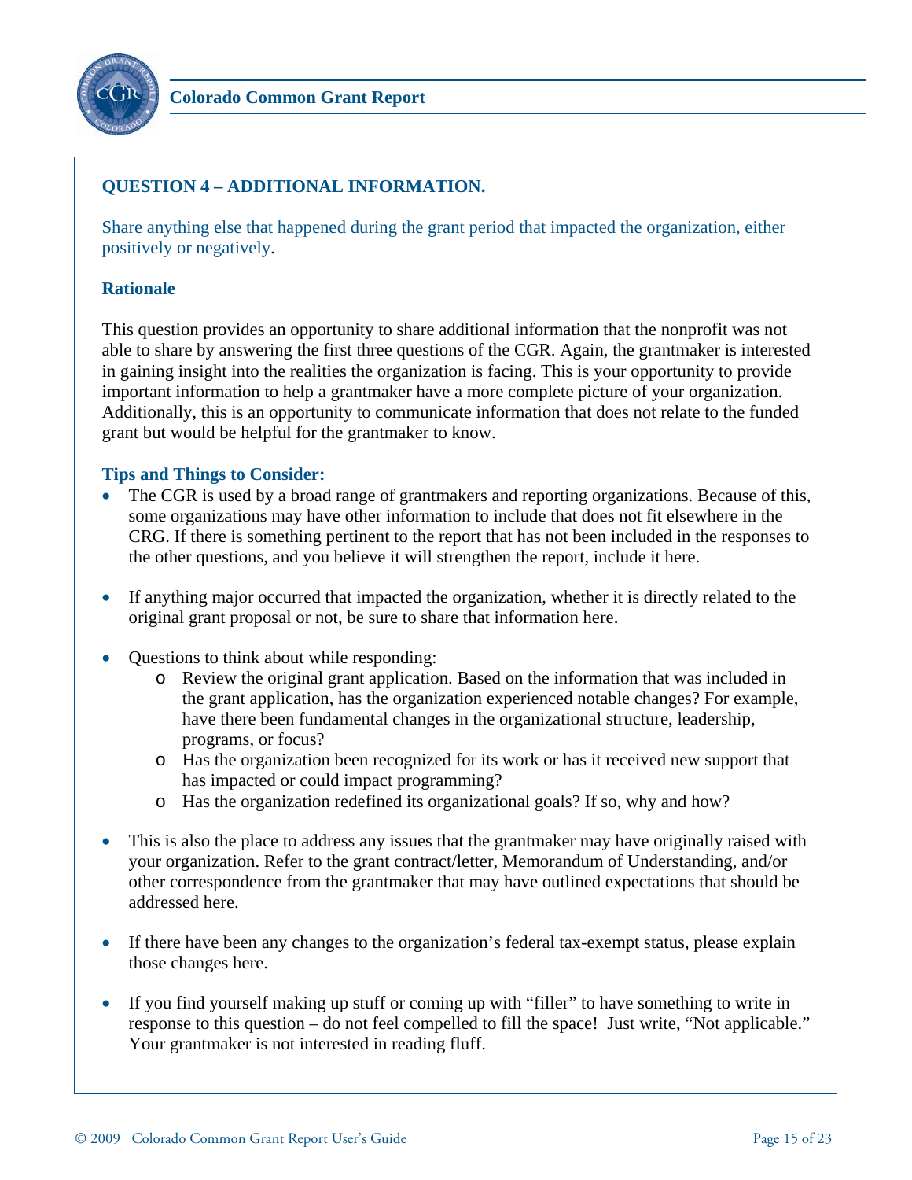## QUESTION 4 – ADDITIONAL INFORMATION.

Share anything else that happened during the grant period that impacted the organization, either positively or negatively.

### Rationale

This question provides an opportunity to share additional information that the nonprofit was not able to share by answering the first three questions of the CGR. Again, the grantmaker is interested in gaining insight into the realities the organization is facing. This is your opportunity to provide important information to help a grantmaker have a more complete picture of your organization. Additionally, this is an opportunity to communicate information that does not relate to the funded grant but would be helpful for the grantmaker to know.

### Tips and Things to Consider:

- The CGR is used by a broad range of grantmakers and reporting organizations. Because of this, some organizations may have other information to include that does not fit elsewhere in the CRG. If there is something pertinent to the report that has not been included in the responses to the other questions, and you believe it will strengthen the report, include it here.

- If anything major occurred that impacted the organization, whether it is directly related to the original grant proposal or not, be sure to share that information here.

- Questions to think about while responding:
    - Review the original grant application. Based on the information that was included in the grant application, has the organization experienced notable changes? For example, have there been fundamental changes in the organizational structure, leadership, programs, or focus?
    - Has the organization been recognized for its work or has it received new support that has impacted or could impact programming?
    - Has the organization redefined its organizational goals? If so, why and how?

- This is also the place to address any issues that the grantmaker may have originally raised with your organization. Refer to the grant contract/letter, Memorandum of Understanding, and/or other correspondence from the grantmaker that may have outlined expectations that should be addressed here.

- If there have been any changes to the organization's federal tax-exempt status, please explain those changes here.

- If you find yourself making up stuff or coming up with "filler" to have something to write in response to this question – do not feel compelled to fill the space! Just write, "Not applicable." Your grantmaker is not interested in reading fluff.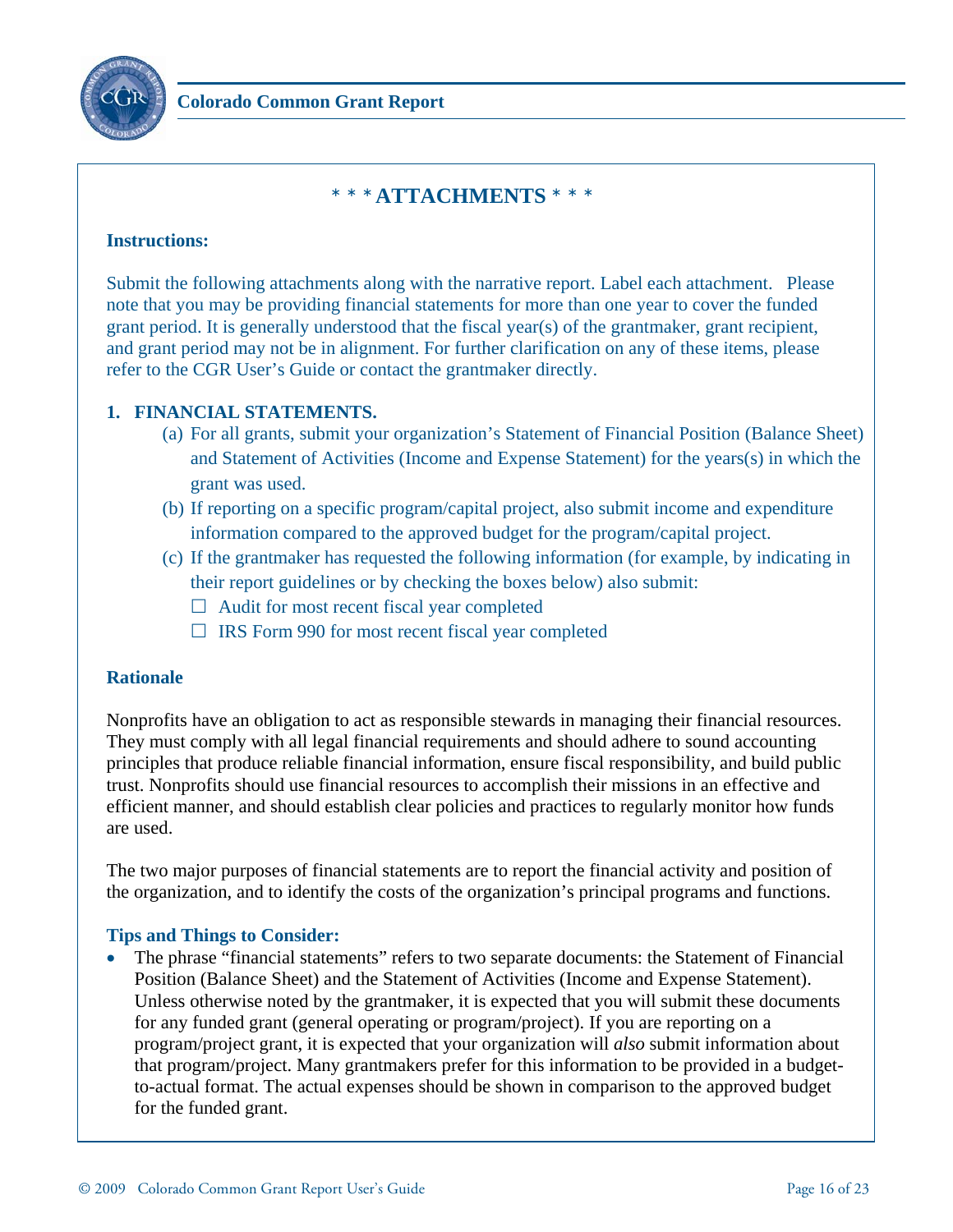# * * * ATTACHMENTS * * *

**Instructions:**

Submit the following attachments along with the narrative report. Label each attachment. Please note that you may be providing financial statements for more than one year to cover the funded grant period. It is generally understood that the fiscal year(s) of the grantmaker, grant recipient, and grant period may not be in alignment. For further clarification on any of these items, please refer to the CGR User's Guide or contact the grantmaker directly.

**1. FINANCIAL STATEMENTS.**

(a) For all grants, submit your organization's Statement of Financial Position (Balance Sheet) and Statement of Activities (Income and Expense Statement) for the years(s) in which the grant was used.

(b) If reporting on a specific program/capital project, also submit income and expenditure information compared to the approved budget for the program/capital project.

(c) If the grantmaker has requested the following information (for example, by indicating in their report guidelines or by checking the boxes below) also submit:

☐ Audit for most recent fiscal year completed

☐ IRS Form 990 for most recent fiscal year completed

**Rationale**

Nonprofits have an obligation to act as responsible stewards in managing their financial resources. They must comply with all legal financial requirements and should adhere to sound accounting principles that produce reliable financial information, ensure fiscal responsibility, and build public trust. Nonprofits should use financial resources to accomplish their missions in an effective and efficient manner, and should establish clear policies and practices to regularly monitor how funds are used.

The two major purposes of financial statements are to report the financial activity and position of the organization, and to identify the costs of the organization's principal programs and functions.

**Tips and Things to Consider:**

- The phrase "financial statements" refers to two separate documents: the Statement of Financial Position (Balance Sheet) and the Statement of Activities (Income and Expense Statement). Unless otherwise noted by the grantmaker, it is expected that you will submit these documents for any funded grant (general operating or program/project). If you are reporting on a program/project grant, it is expected that your organization will *also* submit information about that program/project. Many grantmakers prefer for this information to be provided in a budget-to-actual format. The actual expenses should be shown in comparison to the approved budget for the funded grant.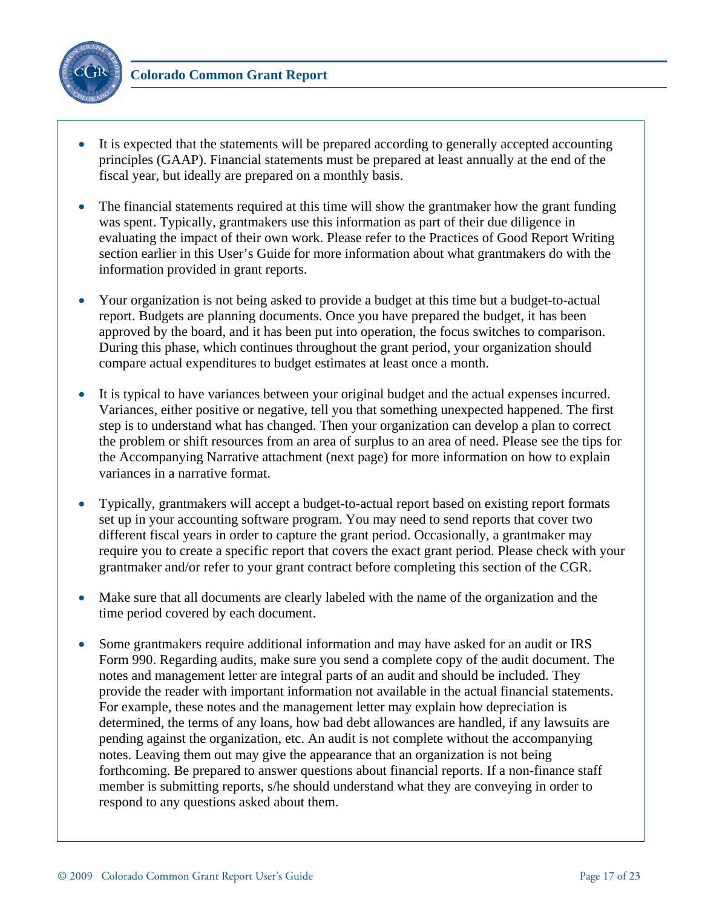- It is expected that the statements will be prepared according to generally accepted accounting principles (GAAP). Financial statements must be prepared at least annually at the end of the fiscal year, but ideally are prepared on a monthly basis.

- The financial statements required at this time will show the grantmaker how the grant funding was spent. Typically, grantmakers use this information as part of their due diligence in evaluating the impact of their own work. Please refer to the Practices of Good Report Writing section earlier in this User's Guide for more information about what grantmakers do with the information provided in grant reports.

- Your organization is not being asked to provide a budget at this time but a budget-to-actual report. Budgets are planning documents. Once you have prepared the budget, it has been approved by the board, and it has been put into operation, the focus switches to comparison. During this phase, which continues throughout the grant period, your organization should compare actual expenditures to budget estimates at least once a month.

- It is typical to have variances between your original budget and the actual expenses incurred. Variances, either positive or negative, tell you that something unexpected happened. The first step is to understand what has changed. Then your organization can develop a plan to correct the problem or shift resources from an area of surplus to an area of need. Please see the tips for the Accompanying Narrative attachment (next page) for more information on how to explain variances in a narrative format.

- Typically, grantmakers will accept a budget-to-actual report based on existing report formats set up in your accounting software program. You may need to send reports that cover two different fiscal years in order to capture the grant period. Occasionally, a grantmaker may require you to create a specific report that covers the exact grant period. Please check with your grantmaker and/or refer to your grant contract before completing this section of the CGR.

- Make sure that all documents are clearly labeled with the name of the organization and the time period covered by each document.

- Some grantmakers require additional information and may have asked for an audit or IRS Form 990. Regarding audits, make sure you send a complete copy of the audit document. The notes and management letter are integral parts of an audit and should be included. They provide the reader with important information not available in the actual financial statements. For example, these notes and the management letter may explain how depreciation is determined, the terms of any loans, how bad debt allowances are handled, if any lawsuits are pending against the organization, etc. An audit is not complete without the accompanying notes. Leaving them out may give the appearance that an organization is not being forthcoming. Be prepared to answer questions about financial reports. If a non-finance staff member is submitting reports, s/he should understand what they are conveying in order to respond to any questions asked about them.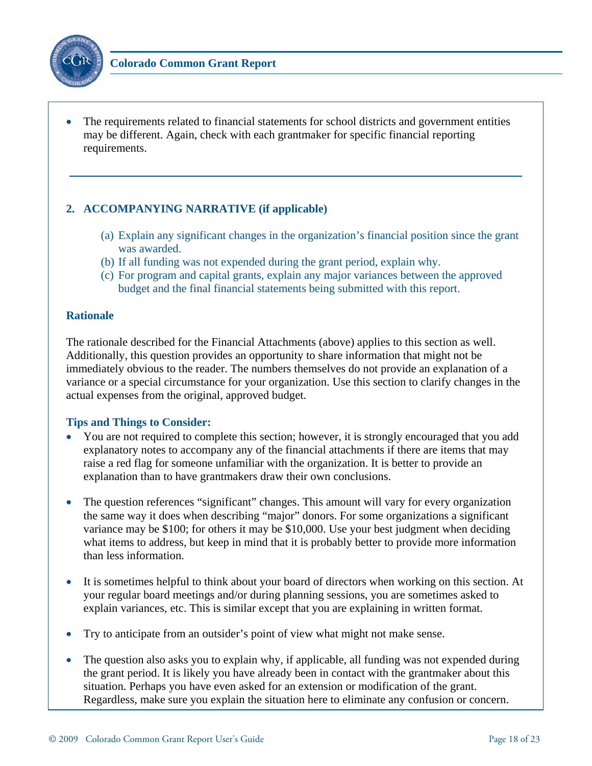- The requirements related to financial statements for school districts and government entities may be different. Again, check with each grantmaker for specific financial reporting requirements.

---

## 2. ACCOMPANYING NARRATIVE (if applicable)

(a) Explain any significant changes in the organization's financial position since the grant was awarded.
(b) If all funding was not expended during the grant period, explain why.
(c) For program and capital grants, explain any major variances between the approved budget and the final financial statements being submitted with this report.

### Rationale

The rationale described for the Financial Attachments (above) applies to this section as well. Additionally, this question provides an opportunity to share information that might not be immediately obvious to the reader. The numbers themselves do not provide an explanation of a variance or a special circumstance for your organization. Use this section to clarify changes in the actual expenses from the original, approved budget.

### Tips and Things to Consider:

- You are not required to complete this section; however, it is strongly encouraged that you add explanatory notes to accompany any of the financial attachments if there are items that may raise a red flag for someone unfamiliar with the organization. It is better to provide an explanation than to have grantmakers draw their own conclusions.

- The question references "significant" changes. This amount will vary for every organization the same way it does when describing "major" donors. For some organizations a significant variance may be $100; for others it may be $10,000. Use your best judgment when deciding what items to address, but keep in mind that it is probably better to provide more information than less information.

- It is sometimes helpful to think about your board of directors when working on this section. At your regular board meetings and/or during planning sessions, you are sometimes asked to explain variances, etc. This is similar except that you are explaining in written format.

- Try to anticipate from an outsider's point of view what might not make sense.

- The question also asks you to explain why, if applicable, all funding was not expended during the grant period. It is likely you have already been in contact with the grantmaker about this situation. Perhaps you have even asked for an extension or modification of the grant. Regardless, make sure you explain the situation here to eliminate any confusion or concern.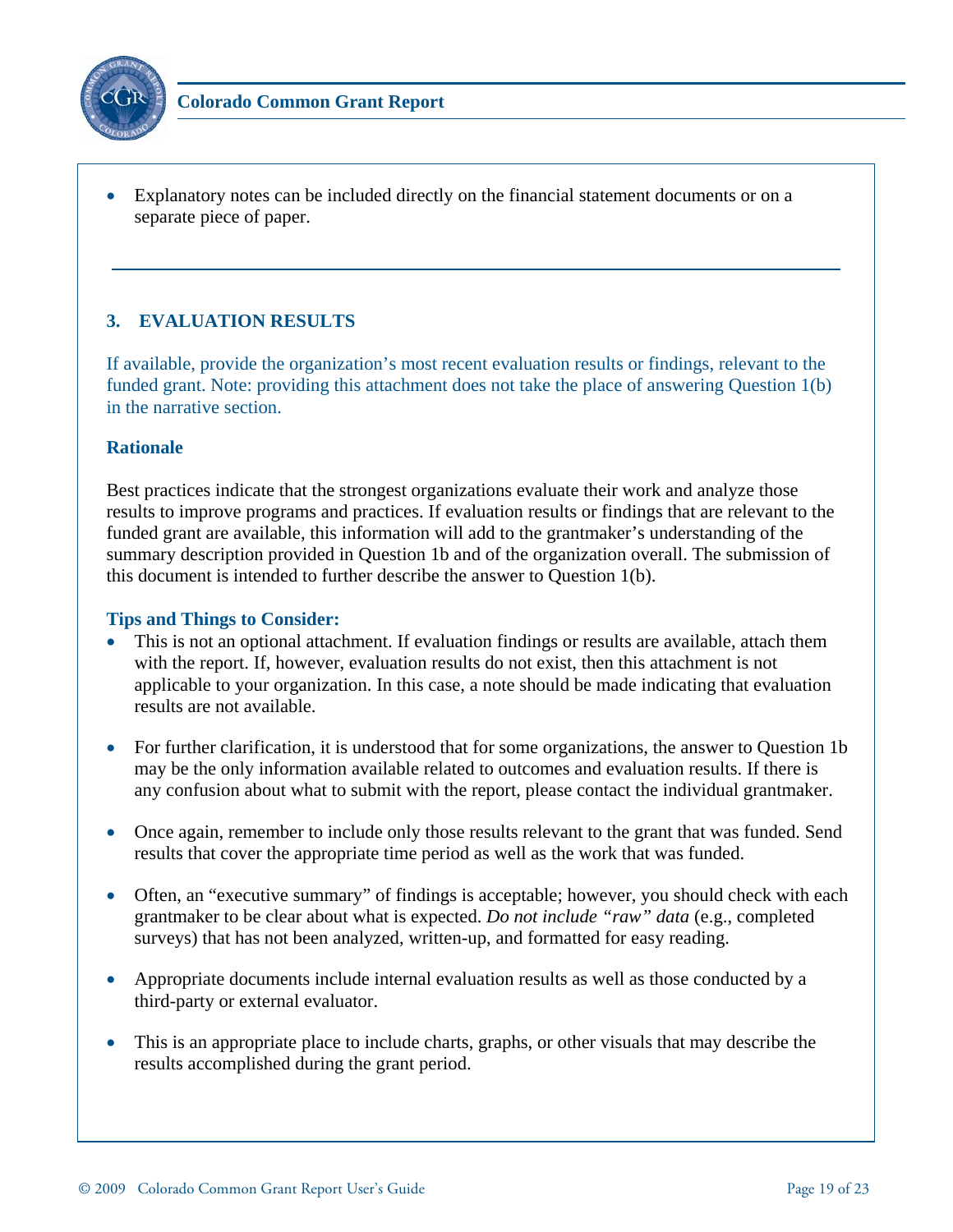- Explanatory notes can be included directly on the financial statement documents or on a separate piece of paper.

---

## 3. EVALUATION RESULTS

If available, provide the organization's most recent evaluation results or findings, relevant to the funded grant. Note: providing this attachment does not take the place of answering Question 1(b) in the narrative section.

### Rationale

Best practices indicate that the strongest organizations evaluate their work and analyze those results to improve programs and practices. If evaluation results or findings that are relevant to the funded grant are available, this information will add to the grantmaker's understanding of the summary description provided in Question 1b and of the organization overall. The submission of this document is intended to further describe the answer to Question 1(b).

### Tips and Things to Consider:

- This is not an optional attachment. If evaluation findings or results are available, attach them with the report. If, however, evaluation results do not exist, then this attachment is not applicable to your organization. In this case, a note should be made indicating that evaluation results are not available.
- For further clarification, it is understood that for some organizations, the answer to Question 1b may be the only information available related to outcomes and evaluation results. If there is any confusion about what to submit with the report, please contact the individual grantmaker.
- Once again, remember to include only those results relevant to the grant that was funded. Send results that cover the appropriate time period as well as the work that was funded.
- Often, an "executive summary" of findings is acceptable; however, you should check with each grantmaker to be clear about what is expected. *Do not include "raw" data* (e.g., completed surveys) that has not been analyzed, written-up, and formatted for easy reading.
- Appropriate documents include internal evaluation results as well as those conducted by a third-party or external evaluator.
- This is an appropriate place to include charts, graphs, or other visuals that may describe the results accomplished during the grant period.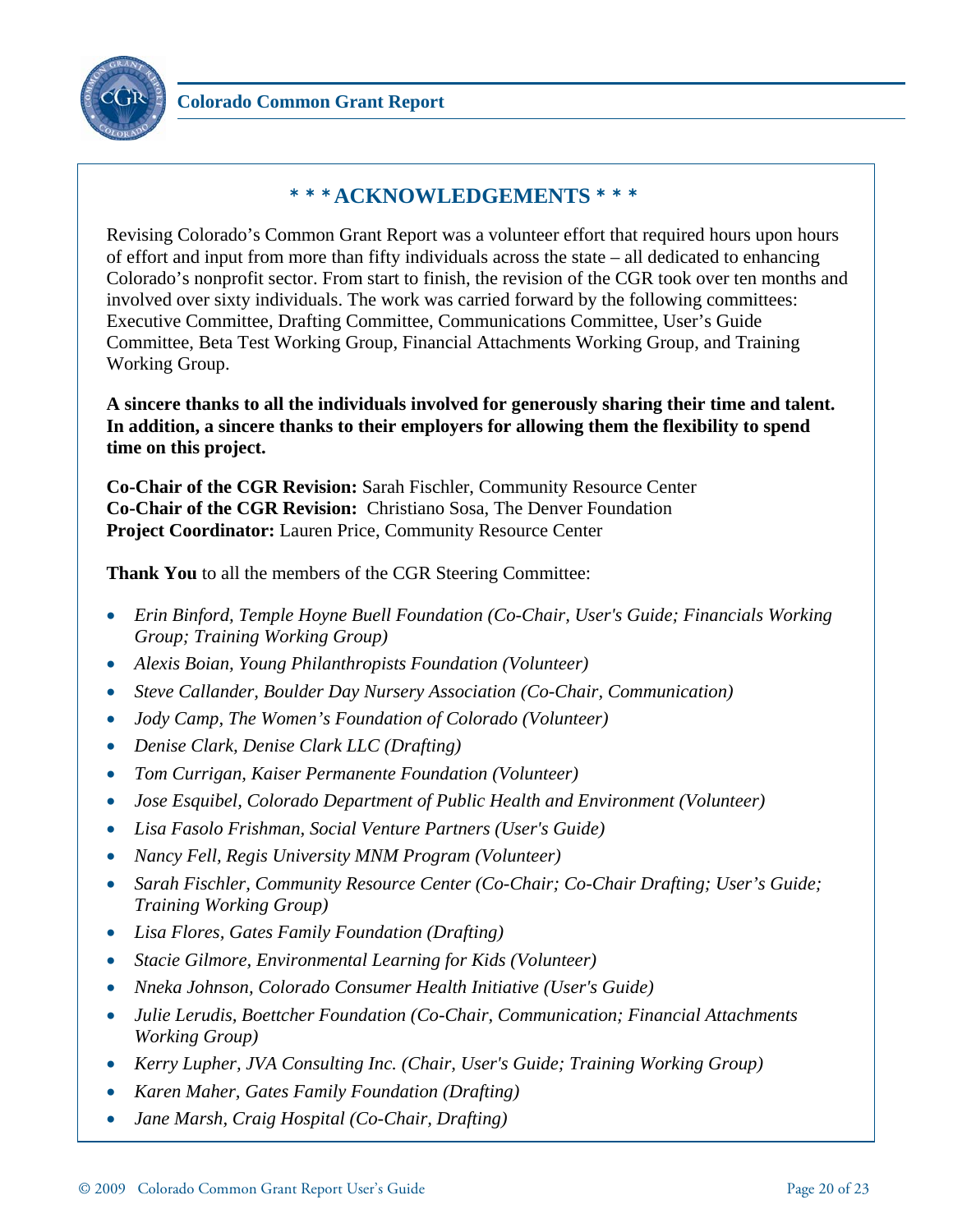## * * * ACKNOWLEDGEMENTS * * *

Revising Colorado's Common Grant Report was a volunteer effort that required hours upon hours of effort and input from more than fifty individuals across the state – all dedicated to enhancing Colorado's nonprofit sector. From start to finish, the revision of the CGR took over ten months and involved over sixty individuals. The work was carried forward by the following committees: Executive Committee, Drafting Committee, Communications Committee, User's Guide Committee, Beta Test Working Group, Financial Attachments Working Group, and Training Working Group.

**A sincere thanks to all the individuals involved for generously sharing their time and talent. In addition, a sincere thanks to their employers for allowing them the flexibility to spend time on this project.**

**Co-Chair of the CGR Revision:** Sarah Fischler, Community Resource Center
**Co-Chair of the CGR Revision:** Christiano Sosa, The Denver Foundation
**Project Coordinator:** Lauren Price, Community Resource Center

**Thank You** to all the members of the CGR Steering Committee:

- *Erin Binford, Temple Hoyne Buell Foundation (Co-Chair, User's Guide; Financials Working Group; Training Working Group)*
- *Alexis Boian, Young Philanthropists Foundation (Volunteer)*
- *Steve Callander, Boulder Day Nursery Association (Co-Chair, Communication)*
- *Jody Camp, The Women's Foundation of Colorado (Volunteer)*
- *Denise Clark, Denise Clark LLC (Drafting)*
- *Tom Currigan, Kaiser Permanente Foundation (Volunteer)*
- *Jose Esquibel, Colorado Department of Public Health and Environment (Volunteer)*
- *Lisa Fasolo Frishman, Social Venture Partners (User's Guide)*
- *Nancy Fell, Regis University MNM Program (Volunteer)*
- *Sarah Fischler, Community Resource Center (Co-Chair; Co-Chair Drafting; User's Guide; Training Working Group)*
- *Lisa Flores, Gates Family Foundation (Drafting)*
- *Stacie Gilmore, Environmental Learning for Kids (Volunteer)*
- *Nneka Johnson, Colorado Consumer Health Initiative (User's Guide)*
- *Julie Lerudis, Boettcher Foundation (Co-Chair, Communication; Financial Attachments Working Group)*
- *Kerry Lupher, JVA Consulting Inc. (Chair, User's Guide; Training Working Group)*
- *Karen Maher, Gates Family Foundation (Drafting)*
- *Jane Marsh, Craig Hospital (Co-Chair, Drafting)*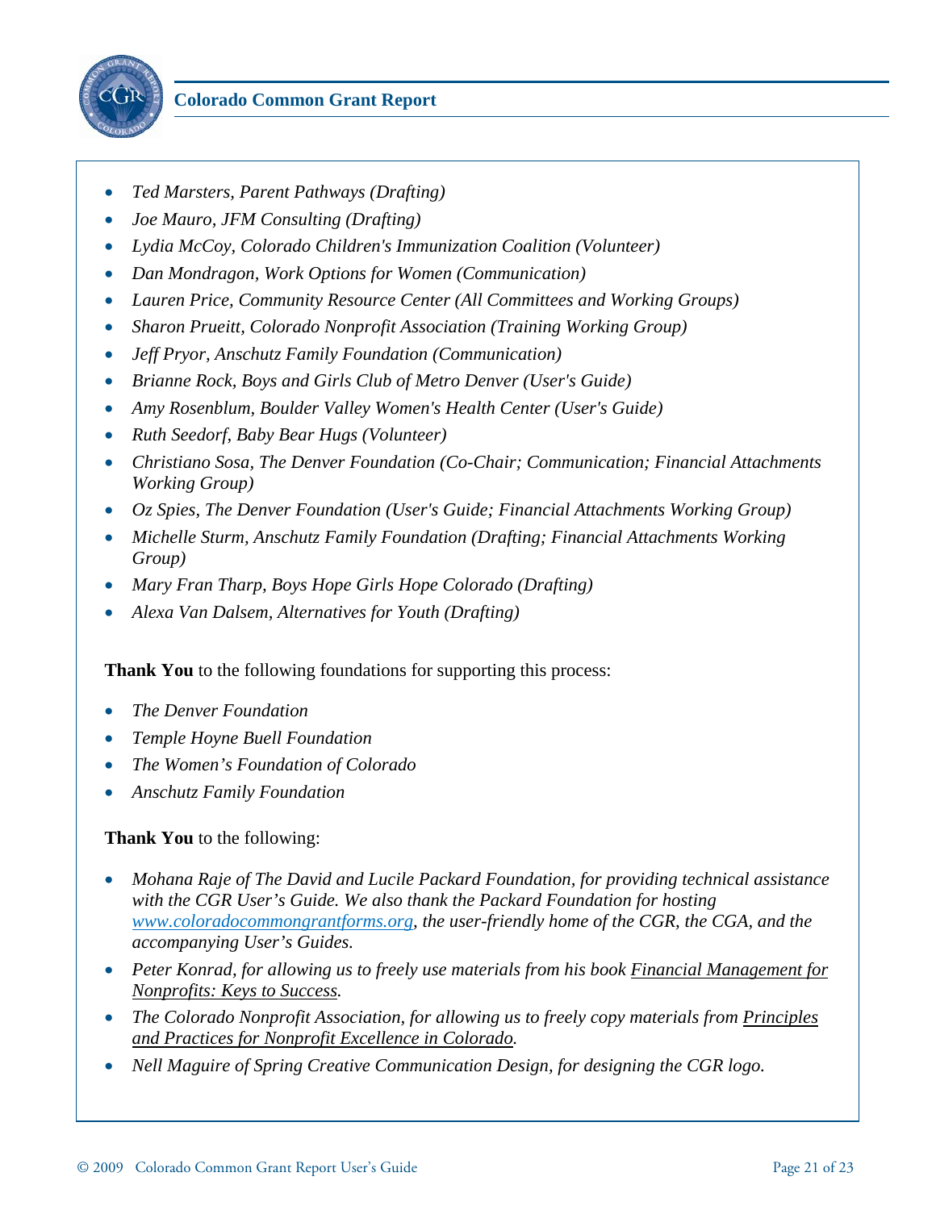- *Ted Marsters, Parent Pathways (Drafting)*
- *Joe Mauro, JFM Consulting (Drafting)*
- *Lydia McCoy, Colorado Children's Immunization Coalition (Volunteer)*
- *Dan Mondragon, Work Options for Women (Communication)*
- *Lauren Price, Community Resource Center (All Committees and Working Groups)*
- *Sharon Prueitt, Colorado Nonprofit Association (Training Working Group)*
- *Jeff Pryor, Anschutz Family Foundation (Communication)*
- *Brianne Rock, Boys and Girls Club of Metro Denver (User's Guide)*
- *Amy Rosenblum, Boulder Valley Women's Health Center (User's Guide)*
- *Ruth Seedorf, Baby Bear Hugs (Volunteer)*
- *Christiano Sosa, The Denver Foundation (Co-Chair; Communication; Financial Attachments Working Group)*
- *Oz Spies, The Denver Foundation (User's Guide; Financial Attachments Working Group)*
- *Michelle Sturm, Anschutz Family Foundation (Drafting; Financial Attachments Working Group)*
- *Mary Fran Tharp, Boys Hope Girls Hope Colorado (Drafting)*
- *Alexa Van Dalsem, Alternatives for Youth (Drafting)*

**Thank You** to the following foundations for supporting this process:

- *The Denver Foundation*
- *Temple Hoyne Buell Foundation*
- *The Women's Foundation of Colorado*
- *Anschutz Family Foundation*

**Thank You** to the following:

- *Mohana Raje of The David and Lucile Packard Foundation, for providing technical assistance with the CGR User's Guide. We also thank the Packard Foundation for hosting www.coloradocommongrantforms.org, the user-friendly home of the CGR, the CGA, and the accompanying User's Guides.*
- *Peter Konrad, for allowing us to freely use materials from his book Financial Management for Nonprofits: Keys to Success.*
- *The Colorado Nonprofit Association, for allowing us to freely copy materials from Principles and Practices for Nonprofit Excellence in Colorado.*
- *Nell Maguire of Spring Creative Communication Design, for designing the CGR logo.*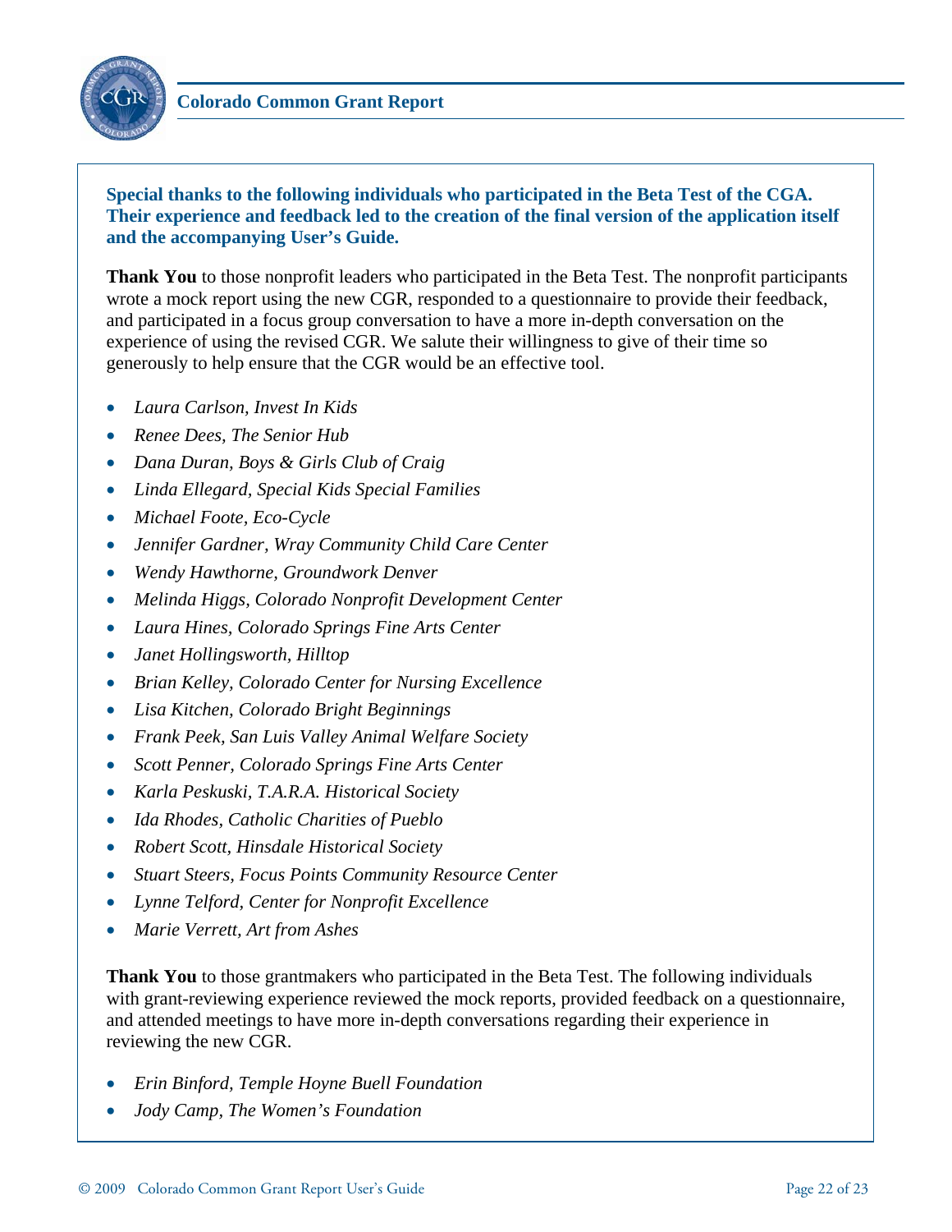**Special thanks to the following individuals who participated in the Beta Test of the CGA. Their experience and feedback led to the creation of the final version of the application itself and the accompanying User's Guide.**

**Thank You** to those nonprofit leaders who participated in the Beta Test. The nonprofit participants wrote a mock report using the new CGR, responded to a questionnaire to provide their feedback, and participated in a focus group conversation to have a more in-depth conversation on the experience of using the revised CGR. We salute their willingness to give of their time so generously to help ensure that the CGR would be an effective tool.

- *Laura Carlson, Invest In Kids*
- *Renee Dees, The Senior Hub*
- *Dana Duran, Boys & Girls Club of Craig*
- *Linda Ellegard, Special Kids Special Families*
- *Michael Foote, Eco-Cycle*
- *Jennifer Gardner, Wray Community Child Care Center*
- *Wendy Hawthorne, Groundwork Denver*
- *Melinda Higgs, Colorado Nonprofit Development Center*
- *Laura Hines, Colorado Springs Fine Arts Center*
- *Janet Hollingsworth, Hilltop*
- *Brian Kelley, Colorado Center for Nursing Excellence*
- *Lisa Kitchen, Colorado Bright Beginnings*
- *Frank Peek, San Luis Valley Animal Welfare Society*
- *Scott Penner, Colorado Springs Fine Arts Center*
- *Karla Peskuski, T.A.R.A. Historical Society*
- *Ida Rhodes, Catholic Charities of Pueblo*
- *Robert Scott, Hinsdale Historical Society*
- *Stuart Steers, Focus Points Community Resource Center*
- *Lynne Telford, Center for Nonprofit Excellence*
- *Marie Verrett, Art from Ashes*

**Thank You** to those grantmakers who participated in the Beta Test. The following individuals with grant-reviewing experience reviewed the mock reports, provided feedback on a questionnaire, and attended meetings to have more in-depth conversations regarding their experience in reviewing the new CGR.

- *Erin Binford, Temple Hoyne Buell Foundation*
- *Jody Camp, The Women's Foundation*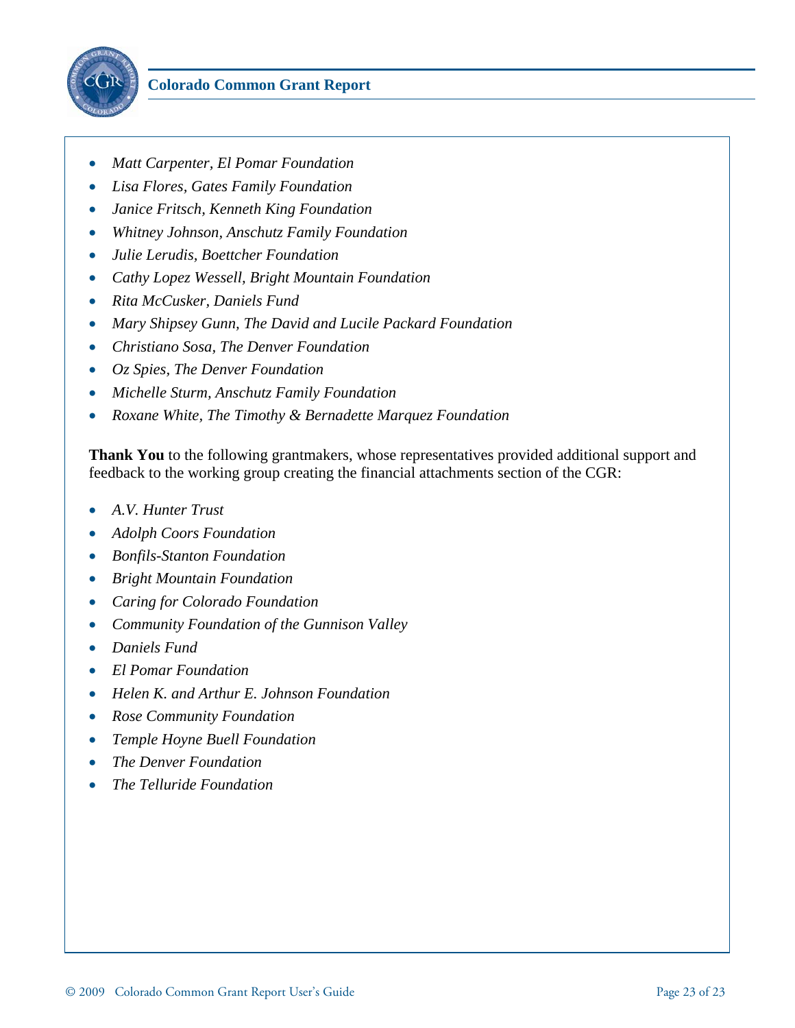- *Matt Carpenter, El Pomar Foundation*
- *Lisa Flores, Gates Family Foundation*
- *Janice Fritsch, Kenneth King Foundation*
- *Whitney Johnson, Anschutz Family Foundation*
- *Julie Lerudis, Boettcher Foundation*
- *Cathy Lopez Wessell, Bright Mountain Foundation*
- *Rita McCusker, Daniels Fund*
- *Mary Shipsey Gunn, The David and Lucile Packard Foundation*
- *Christiano Sosa, The Denver Foundation*
- *Oz Spies, The Denver Foundation*
- *Michelle Sturm, Anschutz Family Foundation*
- *Roxane White, The Timothy & Bernadette Marquez Foundation*

**Thank You** to the following grantmakers, whose representatives provided additional support and feedback to the working group creating the financial attachments section of the CGR:

- *A.V. Hunter Trust*
- *Adolph Coors Foundation*
- *Bonfils-Stanton Foundation*
- *Bright Mountain Foundation*
- *Caring for Colorado Foundation*
- *Community Foundation of the Gunnison Valley*
- *Daniels Fund*
- *El Pomar Foundation*
- *Helen K. and Arthur E. Johnson Foundation*
- *Rose Community Foundation*
- *Temple Hoyne Buell Foundation*
- *The Denver Foundation*
- *The Telluride Foundation*